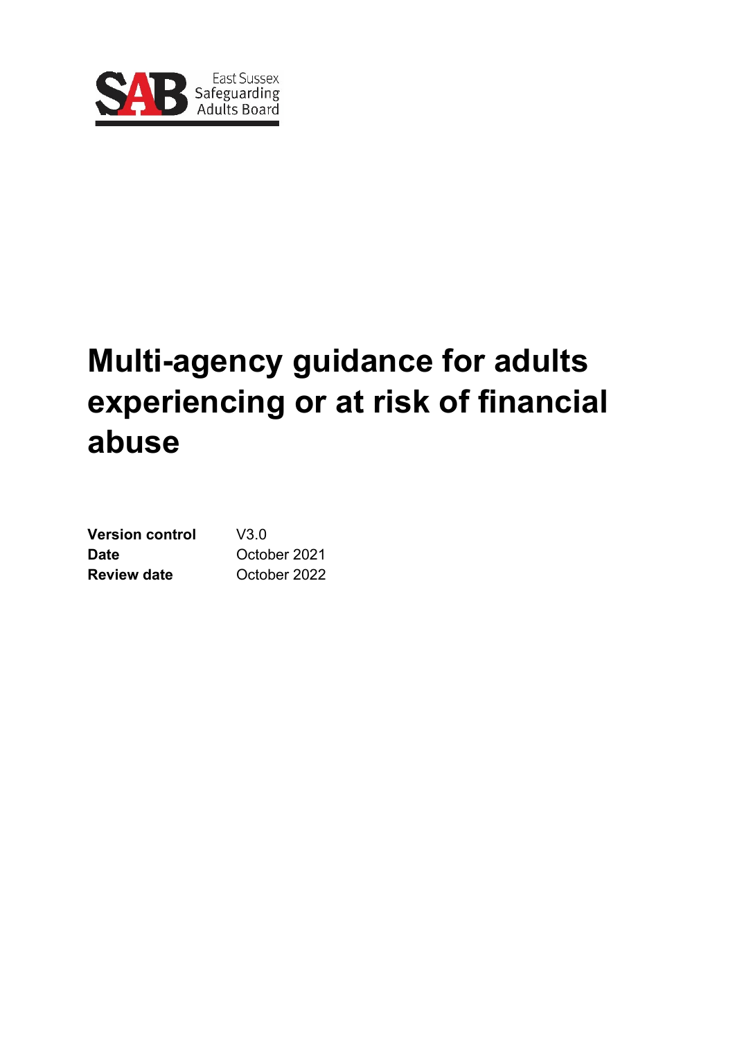East Sussex Safeguarding Adults Board

# Multi-agency guidance for adults experiencing or at risk of financial abuse

| | |
|---|---|
| **Version control** | V3.0 |
| **Date** | October 2021 |
| **Review date** | October 2022 |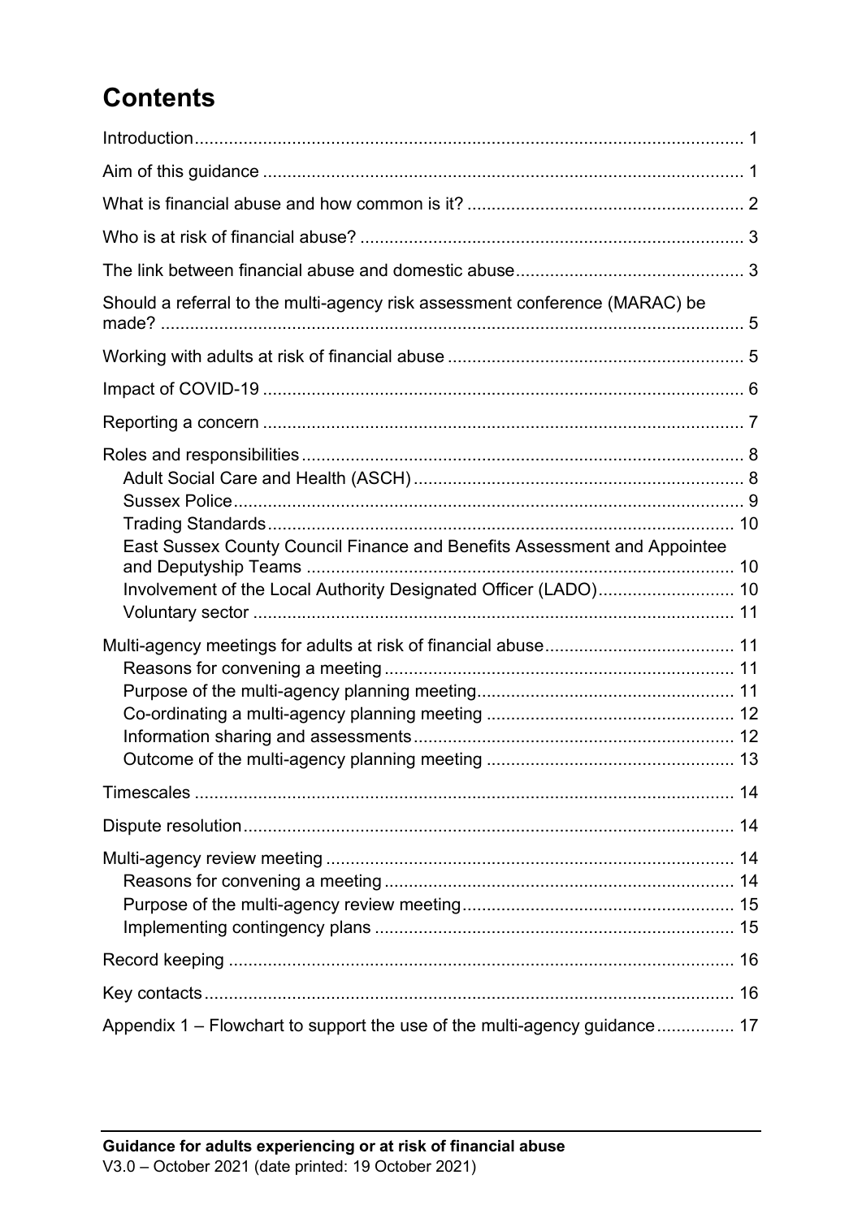# Contents

- Introduction ... 1
- Aim of this guidance ... 1
- What is financial abuse and how common is it? ... 2
- Who is at risk of financial abuse? ... 3
- The link between financial abuse and domestic abuse ... 3
- Should a referral to the multi-agency risk assessment conference (MARAC) be made? ... 5
- Working with adults at risk of financial abuse ... 5
- Impact of COVID-19 ... 6
- Reporting a concern ... 7
- Roles and responsibilities ... 8
  - Adult Social Care and Health (ASCH) ... 8
  - Sussex Police ... 9
  - Trading Standards ... 10
  - East Sussex County Council Finance and Benefits Assessment and Appointee and Deputyship Teams ... 10
  - Involvement of the Local Authority Designated Officer (LADO) ... 10
  - Voluntary sector ... 11
- Multi-agency meetings for adults at risk of financial abuse ... 11
  - Reasons for convening a meeting ... 11
  - Purpose of the multi-agency planning meeting ... 11
  - Co-ordinating a multi-agency planning meeting ... 12
  - Information sharing and assessments ... 12
  - Outcome of the multi-agency planning meeting ... 13
- Timescales ... 14
- Dispute resolution ... 14
- Multi-agency review meeting ... 14
  - Reasons for convening a meeting ... 14
  - Purpose of the multi-agency review meeting ... 15
  - Implementing contingency plans ... 15
- Record keeping ... 16
- Key contacts ... 16
- Appendix 1 – Flowchart to support the use of the multi-agency guidance ... 17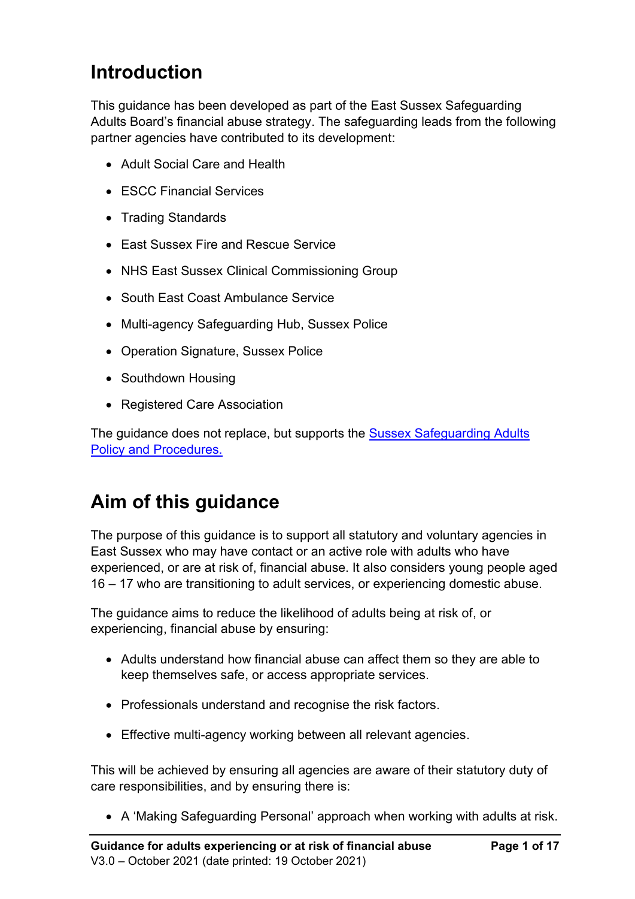## Introduction

This guidance has been developed as part of the East Sussex Safeguarding Adults Board's financial abuse strategy. The safeguarding leads from the following partner agencies have contributed to its development:

- Adult Social Care and Health
- ESCC Financial Services
- Trading Standards
- East Sussex Fire and Rescue Service
- NHS East Sussex Clinical Commissioning Group
- South East Coast Ambulance Service
- Multi-agency Safeguarding Hub, Sussex Police
- Operation Signature, Sussex Police
- Southdown Housing
- Registered Care Association

The guidance does not replace, but supports the [Sussex Safeguarding Adults Policy and Procedures.]()

## Aim of this guidance

The purpose of this guidance is to support all statutory and voluntary agencies in East Sussex who may have contact or an active role with adults who have experienced, or are at risk of, financial abuse. It also considers young people aged 16 – 17 who are transitioning to adult services, or experiencing domestic abuse.

The guidance aims to reduce the likelihood of adults being at risk of, or experiencing, financial abuse by ensuring:

- Adults understand how financial abuse can affect them so they are able to keep themselves safe, or access appropriate services.
- Professionals understand and recognise the risk factors.
- Effective multi-agency working between all relevant agencies.

This will be achieved by ensuring all agencies are aware of their statutory duty of care responsibilities, and by ensuring there is:

- A 'Making Safeguarding Personal' approach when working with adults at risk.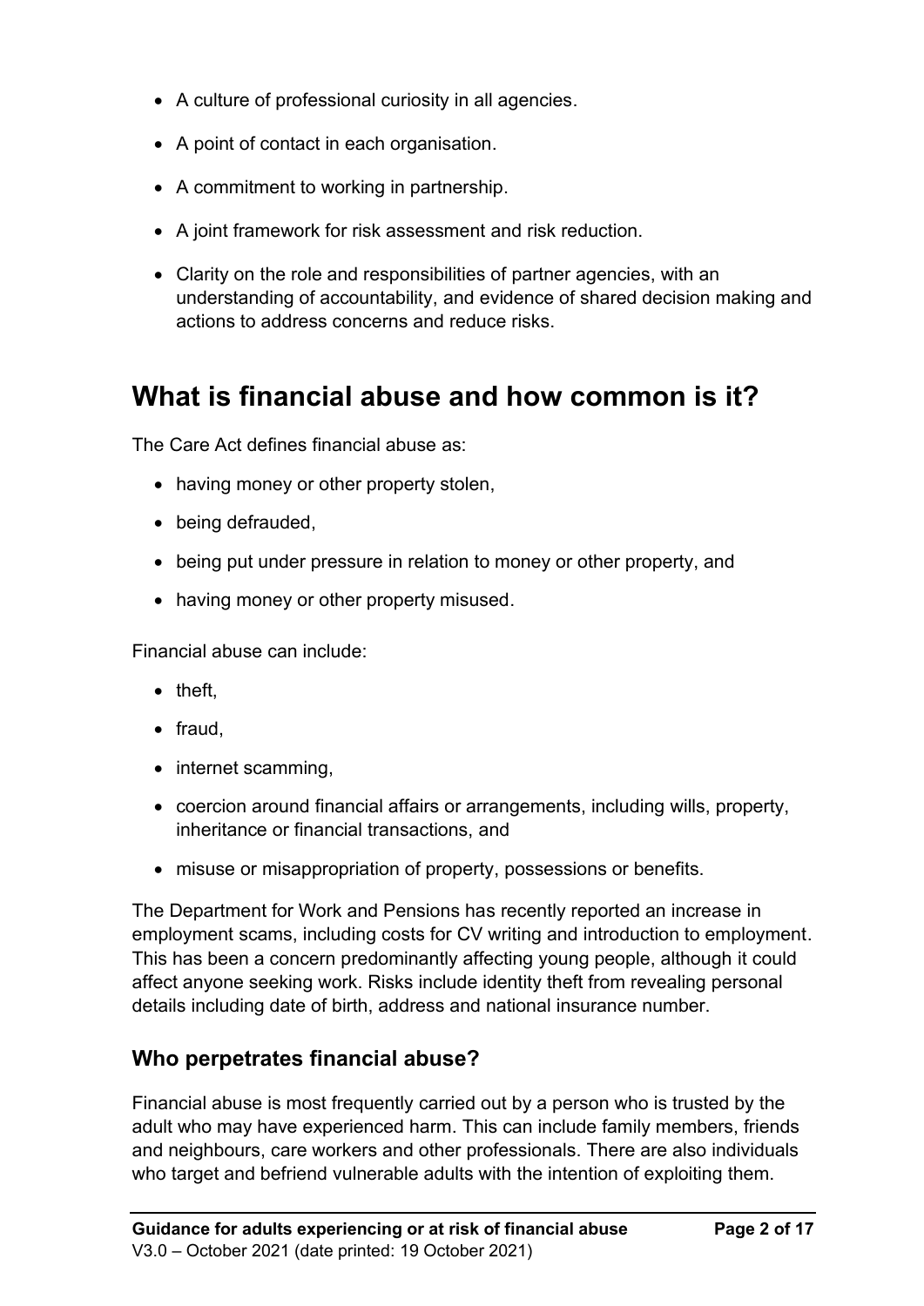- A culture of professional curiosity in all agencies.
- A point of contact in each organisation.
- A commitment to working in partnership.
- A joint framework for risk assessment and risk reduction.
- Clarity on the role and responsibilities of partner agencies, with an understanding of accountability, and evidence of shared decision making and actions to address concerns and reduce risks.

## What is financial abuse and how common is it?

The Care Act defines financial abuse as:

- having money or other property stolen,
- being defrauded,
- being put under pressure in relation to money or other property, and
- having money or other property misused.

Financial abuse can include:

- theft,
- fraud,
- internet scamming,
- coercion around financial affairs or arrangements, including wills, property, inheritance or financial transactions, and
- misuse or misappropriation of property, possessions or benefits.

The Department for Work and Pensions has recently reported an increase in employment scams, including costs for CV writing and introduction to employment. This has been a concern predominantly affecting young people, although it could affect anyone seeking work. Risks include identity theft from revealing personal details including date of birth, address and national insurance number.

### Who perpetrates financial abuse?

Financial abuse is most frequently carried out by a person who is trusted by the adult who may have experienced harm. This can include family members, friends and neighbours, care workers and other professionals. There are also individuals who target and befriend vulnerable adults with the intention of exploiting them.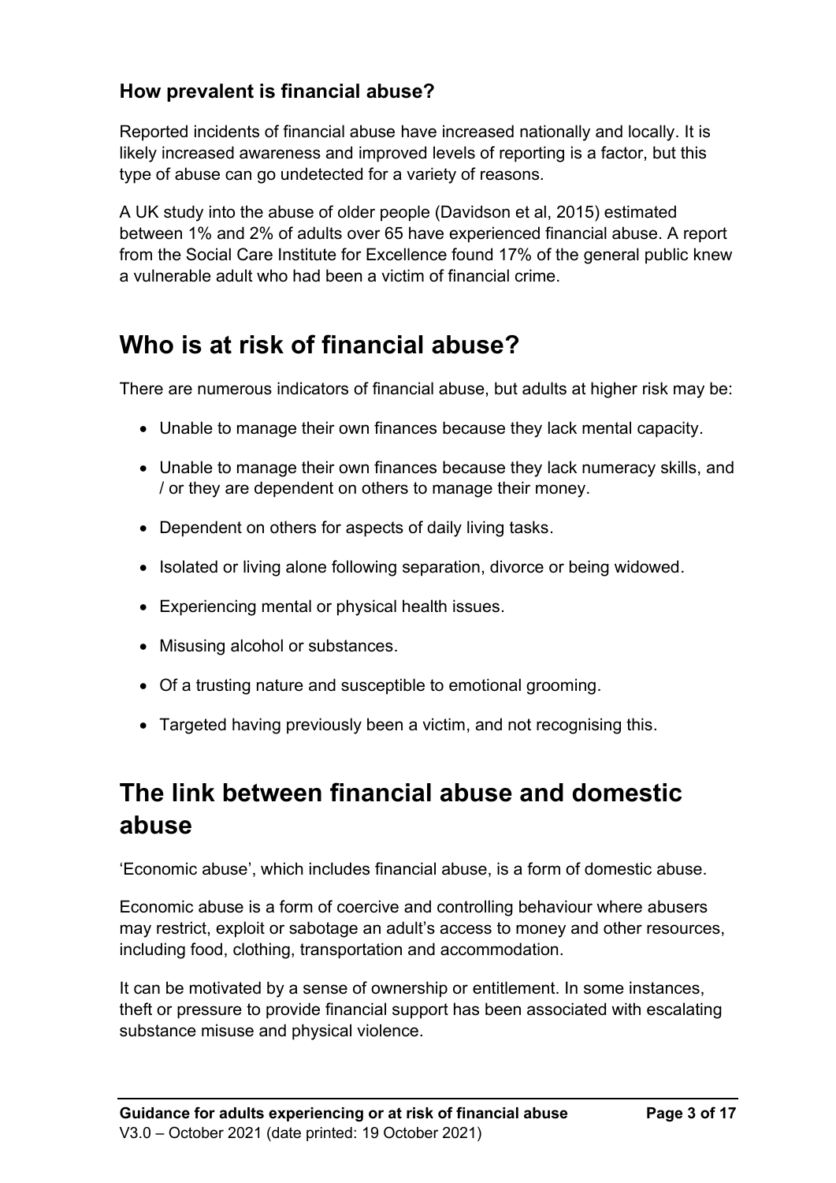### How prevalent is financial abuse?

Reported incidents of financial abuse have increased nationally and locally. It is likely increased awareness and improved levels of reporting is a factor, but this type of abuse can go undetected for a variety of reasons.

A UK study into the abuse of older people (Davidson et al, 2015) estimated between 1% and 2% of adults over 65 have experienced financial abuse. A report from the Social Care Institute for Excellence found 17% of the general public knew a vulnerable adult who had been a victim of financial crime.

## Who is at risk of financial abuse?

There are numerous indicators of financial abuse, but adults at higher risk may be:

- Unable to manage their own finances because they lack mental capacity.
- Unable to manage their own finances because they lack numeracy skills, and / or they are dependent on others to manage their money.
- Dependent on others for aspects of daily living tasks.
- Isolated or living alone following separation, divorce or being widowed.
- Experiencing mental or physical health issues.
- Misusing alcohol or substances.
- Of a trusting nature and susceptible to emotional grooming.
- Targeted having previously been a victim, and not recognising this.

## The link between financial abuse and domestic abuse

'Economic abuse', which includes financial abuse, is a form of domestic abuse.

Economic abuse is a form of coercive and controlling behaviour where abusers may restrict, exploit or sabotage an adult's access to money and other resources, including food, clothing, transportation and accommodation.

It can be motivated by a sense of ownership or entitlement. In some instances, theft or pressure to provide financial support has been associated with escalating substance misuse and physical violence.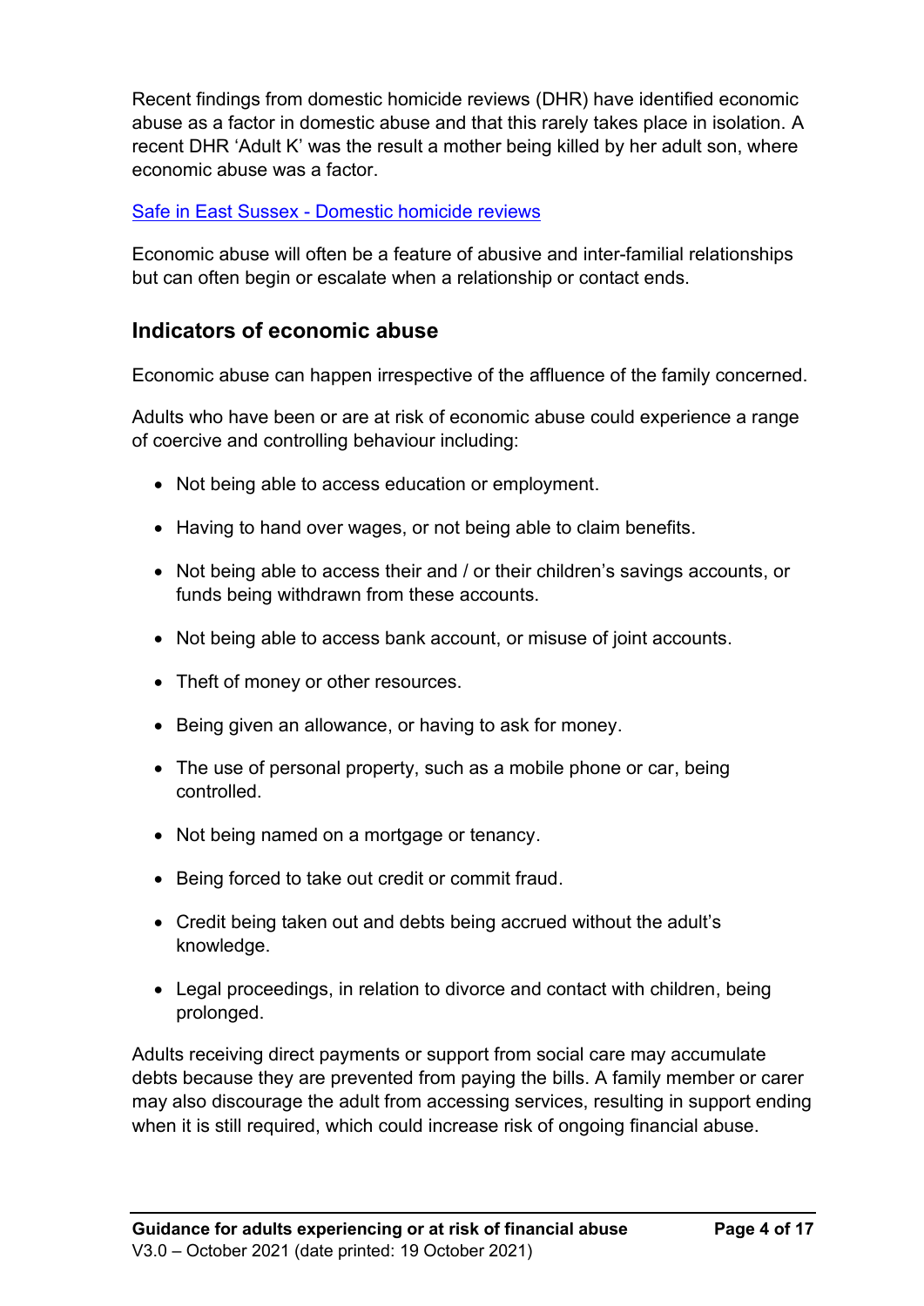Recent findings from domestic homicide reviews (DHR) have identified economic abuse as a factor in domestic abuse and that this rarely takes place in isolation. A recent DHR 'Adult K' was the result a mother being killed by her adult son, where economic abuse was a factor.

[Safe in East Sussex - Domestic homicide reviews]

Economic abuse will often be a feature of abusive and inter-familial relationships but can often begin or escalate when a relationship or contact ends.

## Indicators of economic abuse

Economic abuse can happen irrespective of the affluence of the family concerned.

Adults who have been or are at risk of economic abuse could experience a range of coercive and controlling behaviour including:

- Not being able to access education or employment.
- Having to hand over wages, or not being able to claim benefits.
- Not being able to access their and / or their children's savings accounts, or funds being withdrawn from these accounts.
- Not being able to access bank account, or misuse of joint accounts.
- Theft of money or other resources.
- Being given an allowance, or having to ask for money.
- The use of personal property, such as a mobile phone or car, being controlled.
- Not being named on a mortgage or tenancy.
- Being forced to take out credit or commit fraud.
- Credit being taken out and debts being accrued without the adult's knowledge.
- Legal proceedings, in relation to divorce and contact with children, being prolonged.

Adults receiving direct payments or support from social care may accumulate debts because they are prevented from paying the bills. A family member or carer may also discourage the adult from accessing services, resulting in support ending when it is still required, which could increase risk of ongoing financial abuse.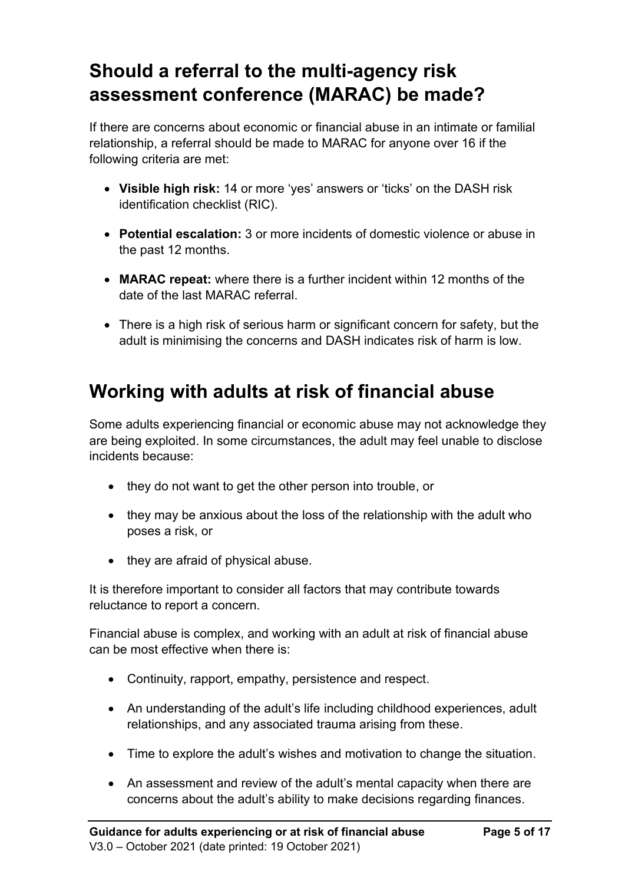## Should a referral to the multi-agency risk assessment conference (MARAC) be made?

If there are concerns about economic or financial abuse in an intimate or familial relationship, a referral should be made to MARAC for anyone over 16 if the following criteria are met:

- **Visible high risk:** 14 or more 'yes' answers or 'ticks' on the DASH risk identification checklist (RIC).
- **Potential escalation:** 3 or more incidents of domestic violence or abuse in the past 12 months.
- **MARAC repeat:** where there is a further incident within 12 months of the date of the last MARAC referral.
- There is a high risk of serious harm or significant concern for safety, but the adult is minimising the concerns and DASH indicates risk of harm is low.

## Working with adults at risk of financial abuse

Some adults experiencing financial or economic abuse may not acknowledge they are being exploited. In some circumstances, the adult may feel unable to disclose incidents because:

- they do not want to get the other person into trouble, or
- they may be anxious about the loss of the relationship with the adult who poses a risk, or
- they are afraid of physical abuse.

It is therefore important to consider all factors that may contribute towards reluctance to report a concern.

Financial abuse is complex, and working with an adult at risk of financial abuse can be most effective when there is:

- Continuity, rapport, empathy, persistence and respect.
- An understanding of the adult's life including childhood experiences, adult relationships, and any associated trauma arising from these.
- Time to explore the adult's wishes and motivation to change the situation.
- An assessment and review of the adult's mental capacity when there are concerns about the adult's ability to make decisions regarding finances.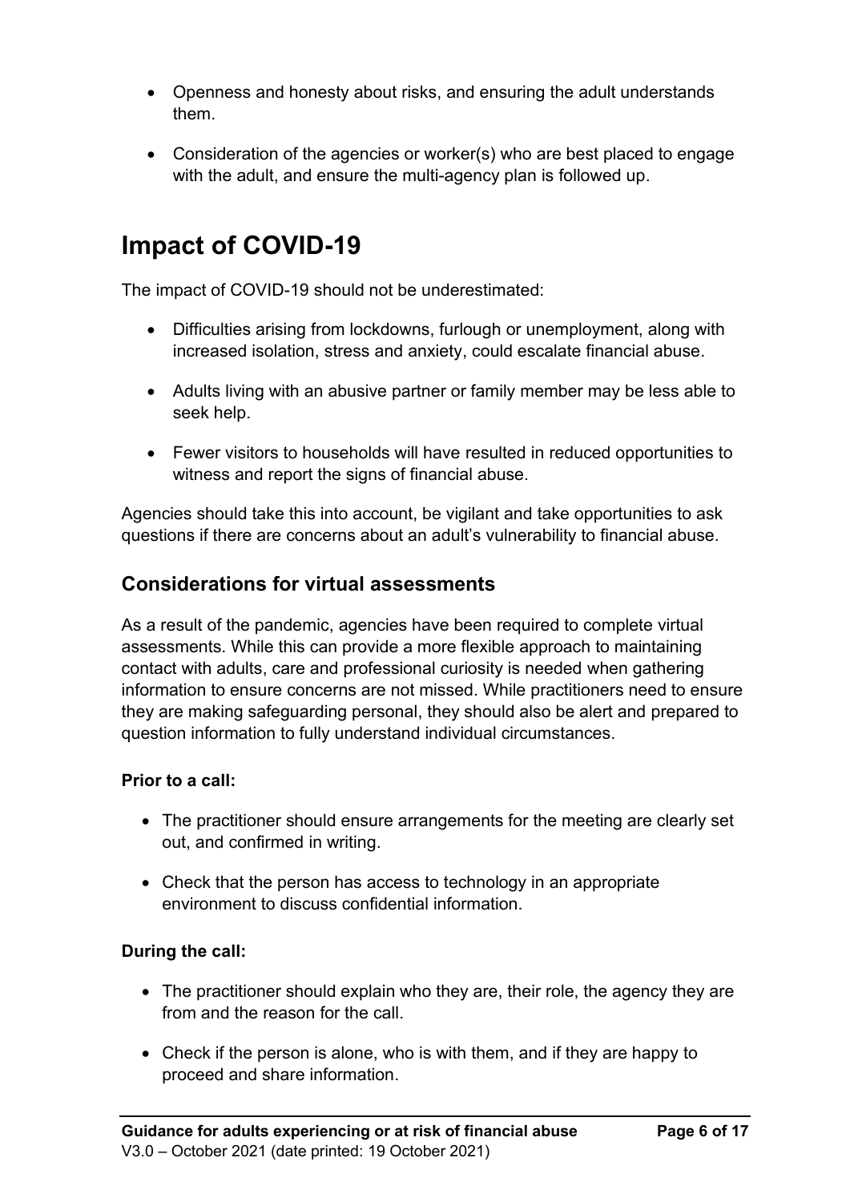- Openness and honesty about risks, and ensuring the adult understands them.
- Consideration of the agencies or worker(s) who are best placed to engage with the adult, and ensure the multi-agency plan is followed up.

## Impact of COVID-19

The impact of COVID-19 should not be underestimated:

- Difficulties arising from lockdowns, furlough or unemployment, along with increased isolation, stress and anxiety, could escalate financial abuse.
- Adults living with an abusive partner or family member may be less able to seek help.
- Fewer visitors to households will have resulted in reduced opportunities to witness and report the signs of financial abuse.

Agencies should take this into account, be vigilant and take opportunities to ask questions if there are concerns about an adult's vulnerability to financial abuse.

### Considerations for virtual assessments

As a result of the pandemic, agencies have been required to complete virtual assessments. While this can provide a more flexible approach to maintaining contact with adults, care and professional curiosity is needed when gathering information to ensure concerns are not missed. While practitioners need to ensure they are making safeguarding personal, they should also be alert and prepared to question information to fully understand individual circumstances.

**Prior to a call:**

- The practitioner should ensure arrangements for the meeting are clearly set out, and confirmed in writing.
- Check that the person has access to technology in an appropriate environment to discuss confidential information.

**During the call:**

- The practitioner should explain who they are, their role, the agency they are from and the reason for the call.
- Check if the person is alone, who is with them, and if they are happy to proceed and share information.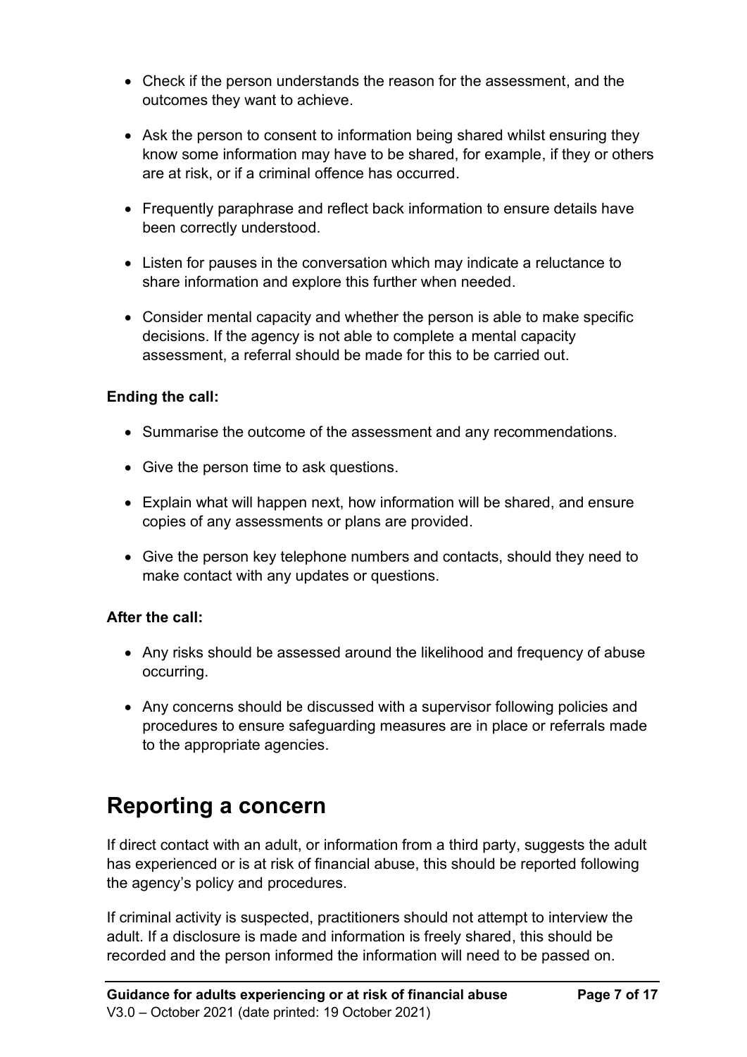- Check if the person understands the reason for the assessment, and the outcomes they want to achieve.
- Ask the person to consent to information being shared whilst ensuring they know some information may have to be shared, for example, if they or others are at risk, or if a criminal offence has occurred.
- Frequently paraphrase and reflect back information to ensure details have been correctly understood.
- Listen for pauses in the conversation which may indicate a reluctance to share information and explore this further when needed.
- Consider mental capacity and whether the person is able to make specific decisions. If the agency is not able to complete a mental capacity assessment, a referral should be made for this to be carried out.

**Ending the call:**

- Summarise the outcome of the assessment and any recommendations.
- Give the person time to ask questions.
- Explain what will happen next, how information will be shared, and ensure copies of any assessments or plans are provided.
- Give the person key telephone numbers and contacts, should they need to make contact with any updates or questions.

**After the call:**

- Any risks should be assessed around the likelihood and frequency of abuse occurring.
- Any concerns should be discussed with a supervisor following policies and procedures to ensure safeguarding measures are in place or referrals made to the appropriate agencies.

# Reporting a concern

If direct contact with an adult, or information from a third party, suggests the adult has experienced or is at risk of financial abuse, this should be reported following the agency's policy and procedures.

If criminal activity is suspected, practitioners should not attempt to interview the adult. If a disclosure is made and information is freely shared, this should be recorded and the person informed the information will need to be passed on.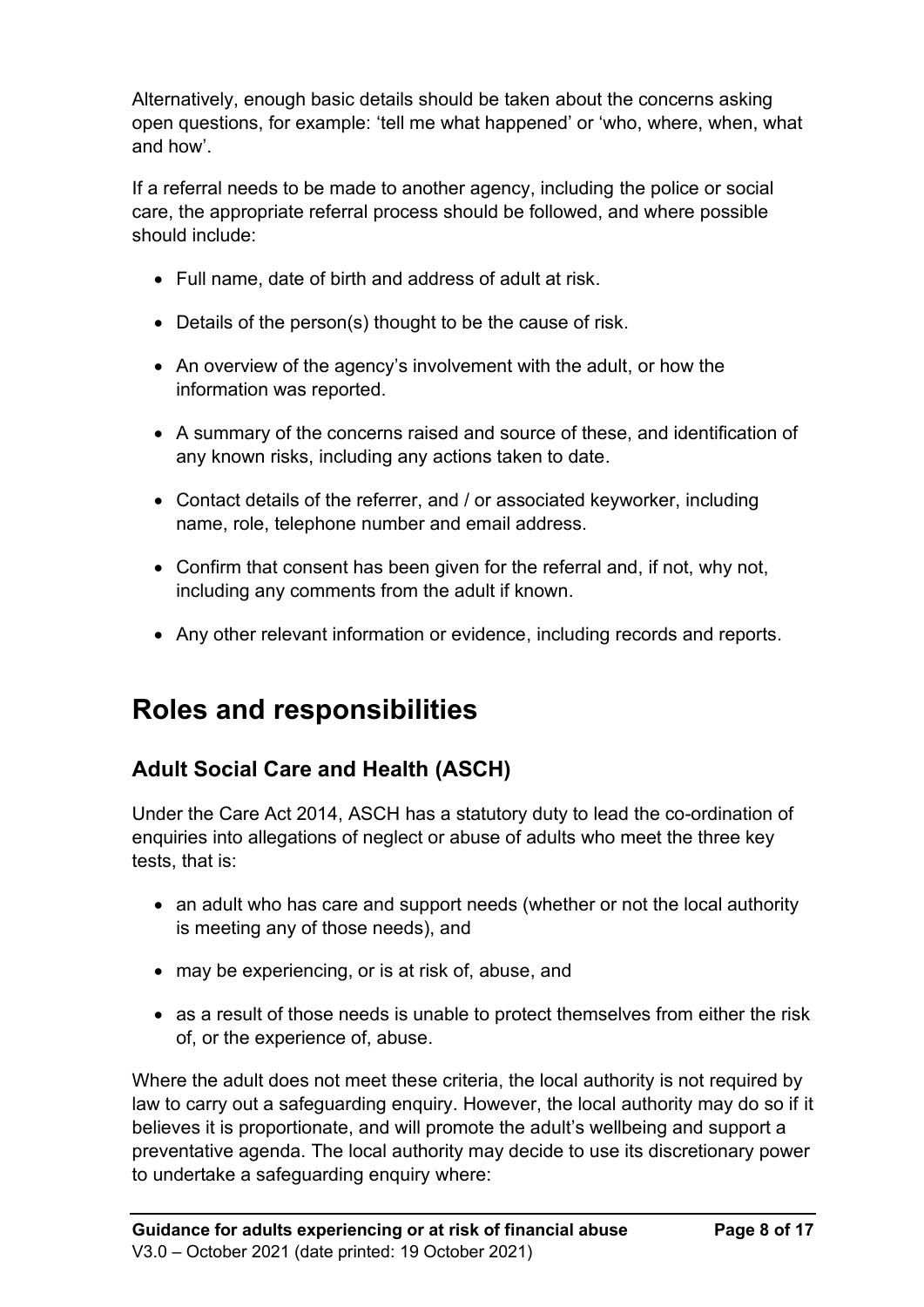Alternatively, enough basic details should be taken about the concerns asking open questions, for example: 'tell me what happened' or 'who, where, when, what and how'.

If a referral needs to be made to another agency, including the police or social care, the appropriate referral process should be followed, and where possible should include:

- Full name, date of birth and address of adult at risk.
- Details of the person(s) thought to be the cause of risk.
- An overview of the agency's involvement with the adult, or how the information was reported.
- A summary of the concerns raised and source of these, and identification of any known risks, including any actions taken to date.
- Contact details of the referrer, and / or associated keyworker, including name, role, telephone number and email address.
- Confirm that consent has been given for the referral and, if not, why not, including any comments from the adult if known.
- Any other relevant information or evidence, including records and reports.

# Roles and responsibilities

## Adult Social Care and Health (ASCH)

Under the Care Act 2014, ASCH has a statutory duty to lead the co-ordination of enquiries into allegations of neglect or abuse of adults who meet the three key tests, that is:

- an adult who has care and support needs (whether or not the local authority is meeting any of those needs), and
- may be experiencing, or is at risk of, abuse, and
- as a result of those needs is unable to protect themselves from either the risk of, or the experience of, abuse.

Where the adult does not meet these criteria, the local authority is not required by law to carry out a safeguarding enquiry. However, the local authority may do so if it believes it is proportionate, and will promote the adult's wellbeing and support a preventative agenda. The local authority may decide to use its discretionary power to undertake a safeguarding enquiry where: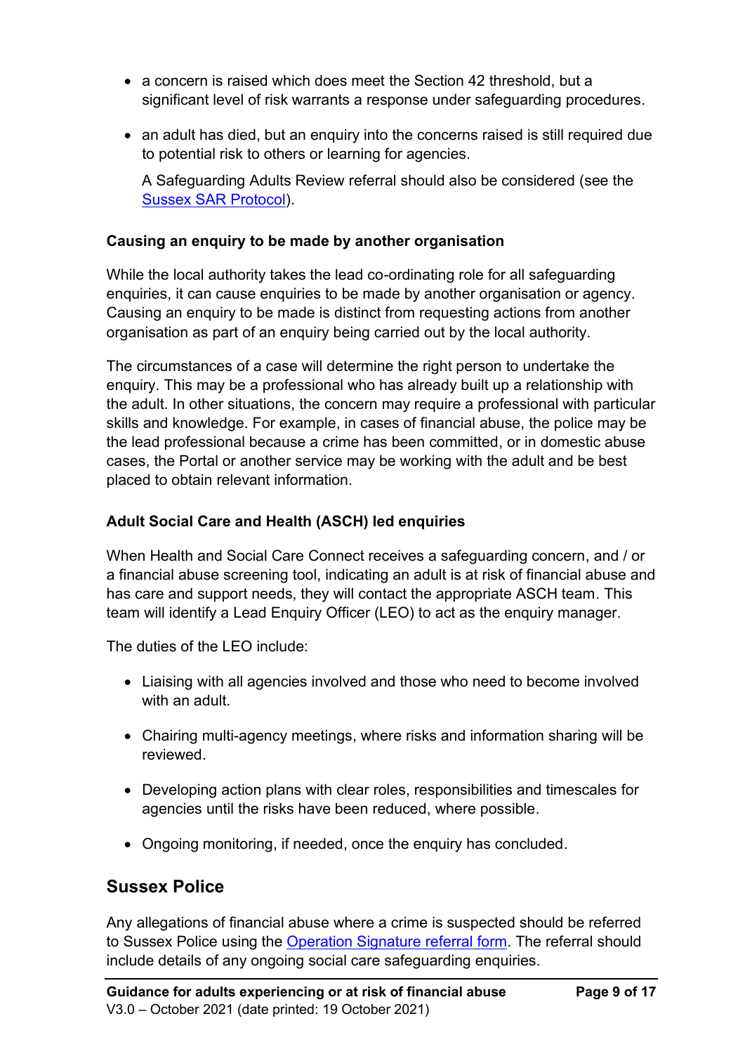- a concern is raised which does meet the Section 42 threshold, but a significant level of risk warrants a response under safeguarding procedures.
- an adult has died, but an enquiry into the concerns raised is still required due to potential risk to others or learning for agencies.

  A Safeguarding Adults Review referral should also be considered (see the Sussex SAR Protocol).

**Causing an enquiry to be made by another organisation**

While the local authority takes the lead co-ordinating role for all safeguarding enquiries, it can cause enquiries to be made by another organisation or agency. Causing an enquiry to be made is distinct from requesting actions from another organisation as part of an enquiry being carried out by the local authority.

The circumstances of a case will determine the right person to undertake the enquiry. This may be a professional who has already built up a relationship with the adult. In other situations, the concern may require a professional with particular skills and knowledge. For example, in cases of financial abuse, the police may be the lead professional because a crime has been committed, or in domestic abuse cases, the Portal or another service may be working with the adult and be best placed to obtain relevant information.

**Adult Social Care and Health (ASCH) led enquiries**

When Health and Social Care Connect receives a safeguarding concern, and / or a financial abuse screening tool, indicating an adult is at risk of financial abuse and has care and support needs, they will contact the appropriate ASCH team. This team will identify a Lead Enquiry Officer (LEO) to act as the enquiry manager.

The duties of the LEO include:

- Liaising with all agencies involved and those who need to become involved with an adult.
- Chairing multi-agency meetings, where risks and information sharing will be reviewed.
- Developing action plans with clear roles, responsibilities and timescales for agencies until the risks have been reduced, where possible.
- Ongoing monitoring, if needed, once the enquiry has concluded.

## Sussex Police

Any allegations of financial abuse where a crime is suspected should be referred to Sussex Police using the Operation Signature referral form. The referral should include details of any ongoing social care safeguarding enquiries.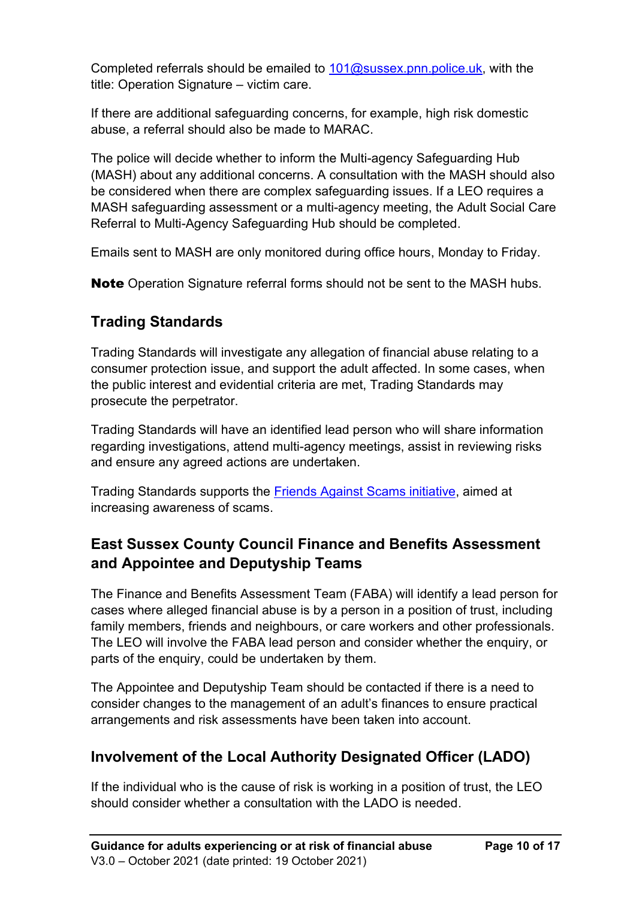Completed referrals should be emailed to [101@sussex.pnn.police.uk](mailto:101@sussex.pnn.police.uk), with the title: Operation Signature – victim care.

If there are additional safeguarding concerns, for example, high risk domestic abuse, a referral should also be made to MARAC.

The police will decide whether to inform the Multi-agency Safeguarding Hub (MASH) about any additional concerns. A consultation with the MASH should also be considered when there are complex safeguarding issues. If a LEO requires a MASH safeguarding assessment or a multi-agency meeting, the Adult Social Care Referral to Multi-Agency Safeguarding Hub should be completed.

Emails sent to MASH are only monitored during office hours, Monday to Friday.

**Note** Operation Signature referral forms should not be sent to the MASH hubs.

## Trading Standards

Trading Standards will investigate any allegation of financial abuse relating to a consumer protection issue, and support the adult affected. In some cases, when the public interest and evidential criteria are met, Trading Standards may prosecute the perpetrator.

Trading Standards will have an identified lead person who will share information regarding investigations, attend multi-agency meetings, assist in reviewing risks and ensure any agreed actions are undertaken.

Trading Standards supports the Friends Against Scams initiative, aimed at increasing awareness of scams.

## East Sussex County Council Finance and Benefits Assessment and Appointee and Deputyship Teams

The Finance and Benefits Assessment Team (FABA) will identify a lead person for cases where alleged financial abuse is by a person in a position of trust, including family members, friends and neighbours, or care workers and other professionals. The LEO will involve the FABA lead person and consider whether the enquiry, or parts of the enquiry, could be undertaken by them.

The Appointee and Deputyship Team should be contacted if there is a need to consider changes to the management of an adult's finances to ensure practical arrangements and risk assessments have been taken into account.

## Involvement of the Local Authority Designated Officer (LADO)

If the individual who is the cause of risk is working in a position of trust, the LEO should consider whether a consultation with the LADO is needed.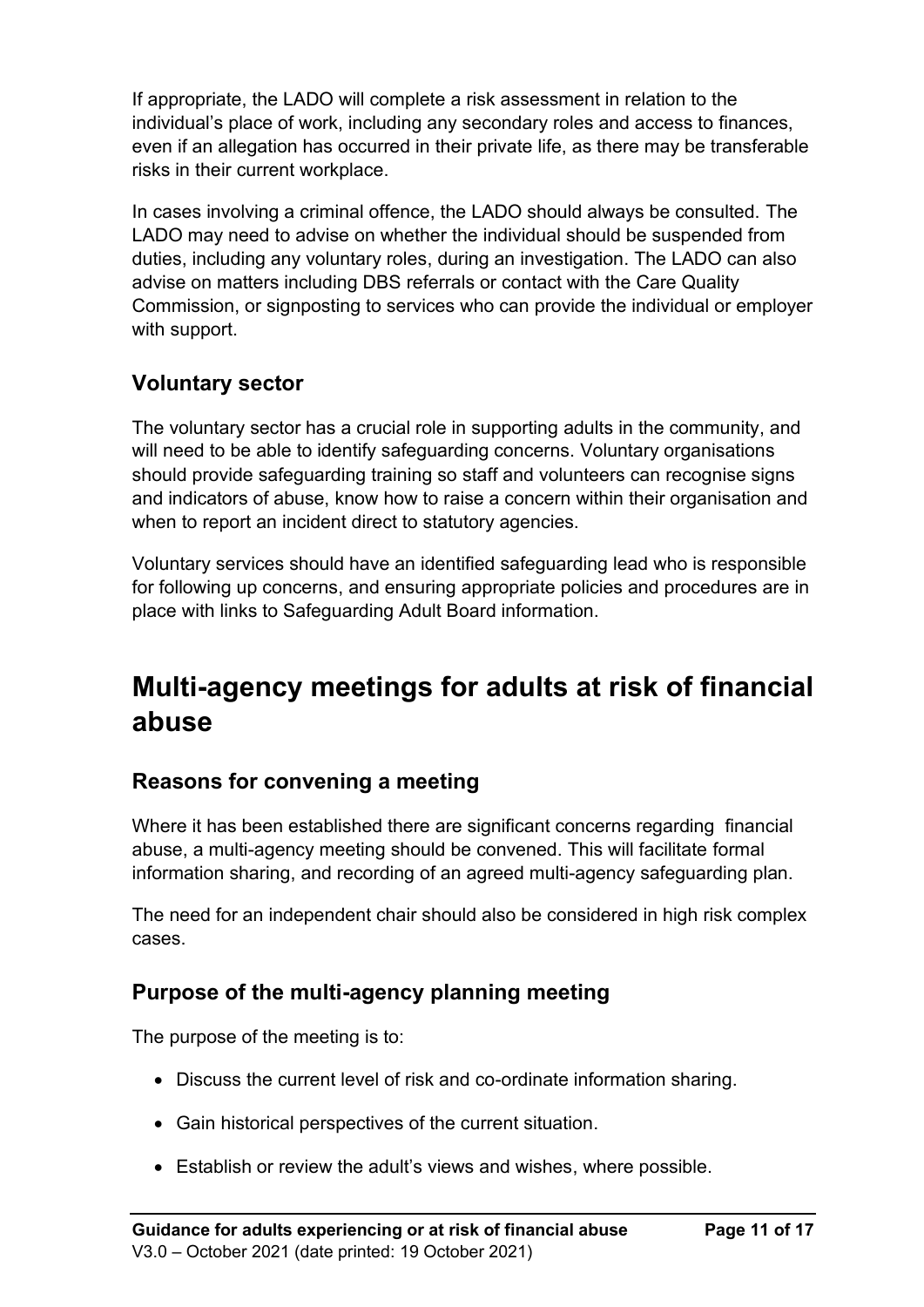If appropriate, the LADO will complete a risk assessment in relation to the individual's place of work, including any secondary roles and access to finances, even if an allegation has occurred in their private life, as there may be transferable risks in their current workplace.

In cases involving a criminal offence, the LADO should always be consulted. The LADO may need to advise on whether the individual should be suspended from duties, including any voluntary roles, during an investigation. The LADO can also advise on matters including DBS referrals or contact with the Care Quality Commission, or signposting to services who can provide the individual or employer with support.

### Voluntary sector

The voluntary sector has a crucial role in supporting adults in the community, and will need to be able to identify safeguarding concerns. Voluntary organisations should provide safeguarding training so staff and volunteers can recognise signs and indicators of abuse, know how to raise a concern within their organisation and when to report an incident direct to statutory agencies.

Voluntary services should have an identified safeguarding lead who is responsible for following up concerns, and ensuring appropriate policies and procedures are in place with links to Safeguarding Adult Board information.

## Multi-agency meetings for adults at risk of financial abuse

### Reasons for convening a meeting

Where it has been established there are significant concerns regarding financial abuse, a multi-agency meeting should be convened. This will facilitate formal information sharing, and recording of an agreed multi-agency safeguarding plan.

The need for an independent chair should also be considered in high risk complex cases.

### Purpose of the multi-agency planning meeting

The purpose of the meeting is to:

- Discuss the current level of risk and co-ordinate information sharing.
- Gain historical perspectives of the current situation.
- Establish or review the adult's views and wishes, where possible.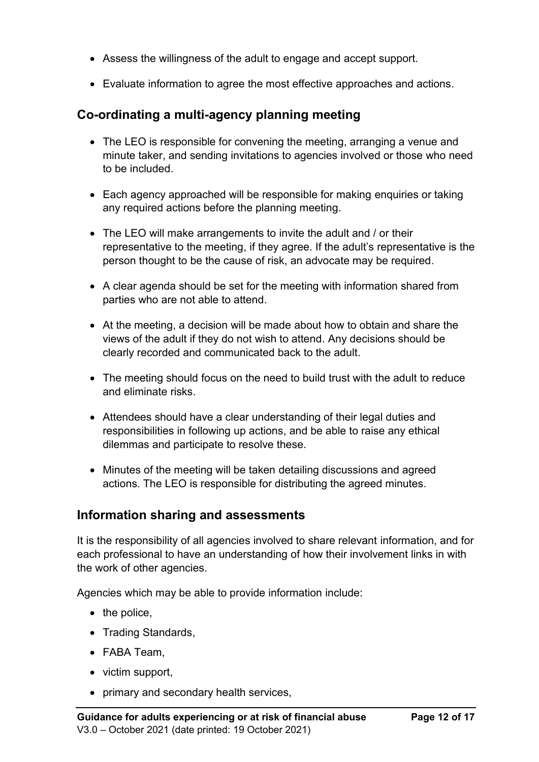- Assess the willingness of the adult to engage and accept support.
- Evaluate information to agree the most effective approaches and actions.

## Co-ordinating a multi-agency planning meeting

- The LEO is responsible for convening the meeting, arranging a venue and minute taker, and sending invitations to agencies involved or those who need to be included.
- Each agency approached will be responsible for making enquiries or taking any required actions before the planning meeting.
- The LEO will make arrangements to invite the adult and / or their representative to the meeting, if they agree. If the adult's representative is the person thought to be the cause of risk, an advocate may be required.
- A clear agenda should be set for the meeting with information shared from parties who are not able to attend.
- At the meeting, a decision will be made about how to obtain and share the views of the adult if they do not wish to attend. Any decisions should be clearly recorded and communicated back to the adult.
- The meeting should focus on the need to build trust with the adult to reduce and eliminate risks.
- Attendees should have a clear understanding of their legal duties and responsibilities in following up actions, and be able to raise any ethical dilemmas and participate to resolve these.
- Minutes of the meeting will be taken detailing discussions and agreed actions. The LEO is responsible for distributing the agreed minutes.

## Information sharing and assessments

It is the responsibility of all agencies involved to share relevant information, and for each professional to have an understanding of how their involvement links in with the work of other agencies.

Agencies which may be able to provide information include:

- the police,
- Trading Standards,
- FABA Team,
- victim support,
- primary and secondary health services,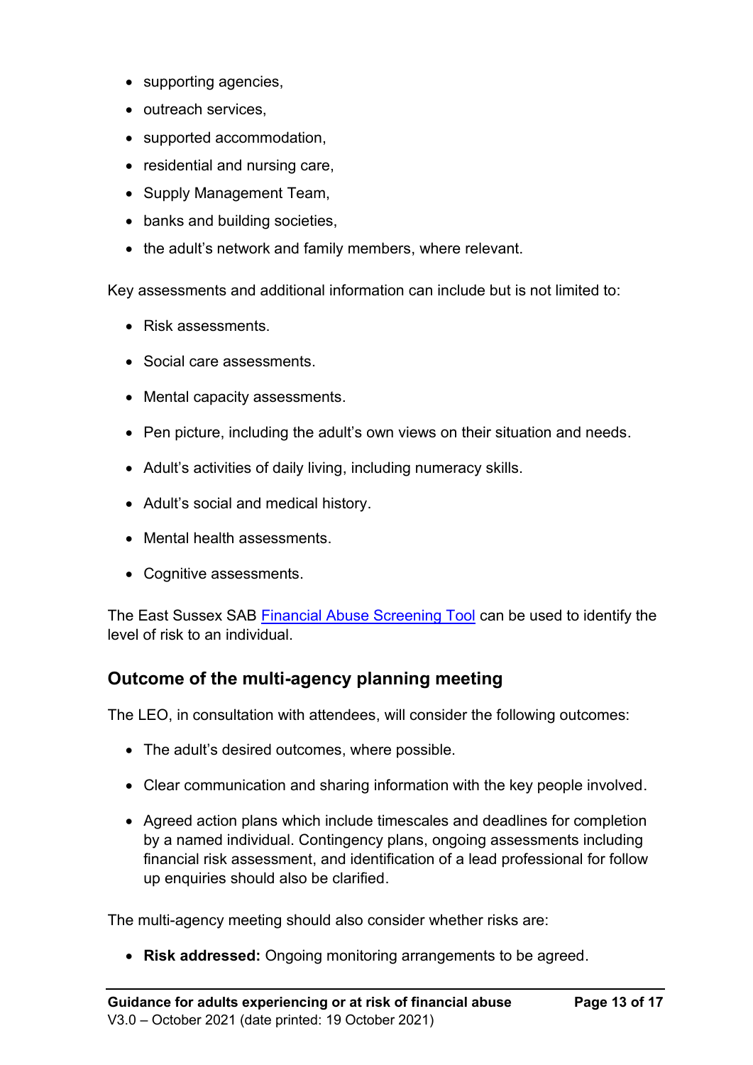- supporting agencies,
- outreach services,
- supported accommodation,
- residential and nursing care,
- Supply Management Team,
- banks and building societies,
- the adult's network and family members, where relevant.

Key assessments and additional information can include but is not limited to:

- Risk assessments.
- Social care assessments.
- Mental capacity assessments.
- Pen picture, including the adult's own views on their situation and needs.
- Adult's activities of daily living, including numeracy skills.
- Adult's social and medical history.
- Mental health assessments.
- Cognitive assessments.

The East Sussex SAB [Financial Abuse Screening Tool] can be used to identify the level of risk to an individual.

## Outcome of the multi-agency planning meeting

The LEO, in consultation with attendees, will consider the following outcomes:

- The adult's desired outcomes, where possible.
- Clear communication and sharing information with the key people involved.
- Agreed action plans which include timescales and deadlines for completion by a named individual. Contingency plans, ongoing assessments including financial risk assessment, and identification of a lead professional for follow up enquiries should also be clarified.

The multi-agency meeting should also consider whether risks are:

- **Risk addressed:** Ongoing monitoring arrangements to be agreed.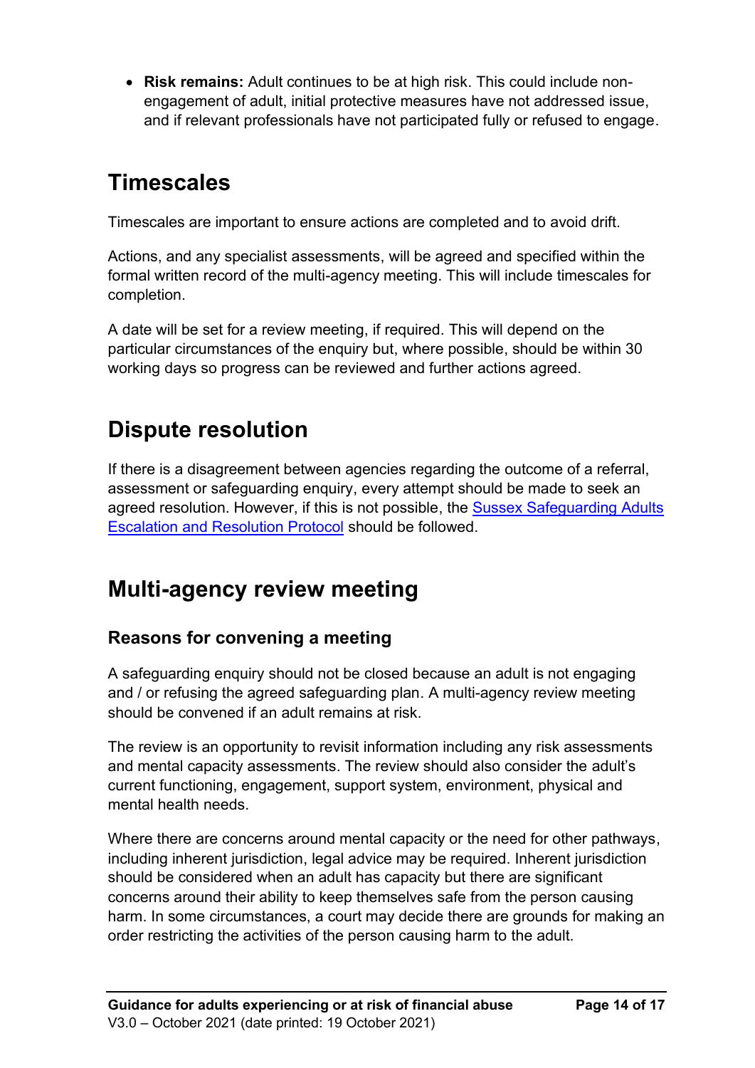- **Risk remains:** Adult continues to be at high risk. This could include non-engagement of adult, initial protective measures have not addressed issue, and if relevant professionals have not participated fully or refused to engage.

## Timescales

Timescales are important to ensure actions are completed and to avoid drift.

Actions, and any specialist assessments, will be agreed and specified within the formal written record of the multi-agency meeting. This will include timescales for completion.

A date will be set for a review meeting, if required. This will depend on the particular circumstances of the enquiry but, where possible, should be within 30 working days so progress can be reviewed and further actions agreed.

## Dispute resolution

If there is a disagreement between agencies regarding the outcome of a referral, assessment or safeguarding enquiry, every attempt should be made to seek an agreed resolution. However, if this is not possible, the Sussex Safeguarding Adults Escalation and Resolution Protocol should be followed.

## Multi-agency review meeting

### Reasons for convening a meeting

A safeguarding enquiry should not be closed because an adult is not engaging and / or refusing the agreed safeguarding plan. A multi-agency review meeting should be convened if an adult remains at risk.

The review is an opportunity to revisit information including any risk assessments and mental capacity assessments. The review should also consider the adult's current functioning, engagement, support system, environment, physical and mental health needs.

Where there are concerns around mental capacity or the need for other pathways, including inherent jurisdiction, legal advice may be required. Inherent jurisdiction should be considered when an adult has capacity but there are significant concerns around their ability to keep themselves safe from the person causing harm. In some circumstances, a court may decide there are grounds for making an order restricting the activities of the person causing harm to the adult.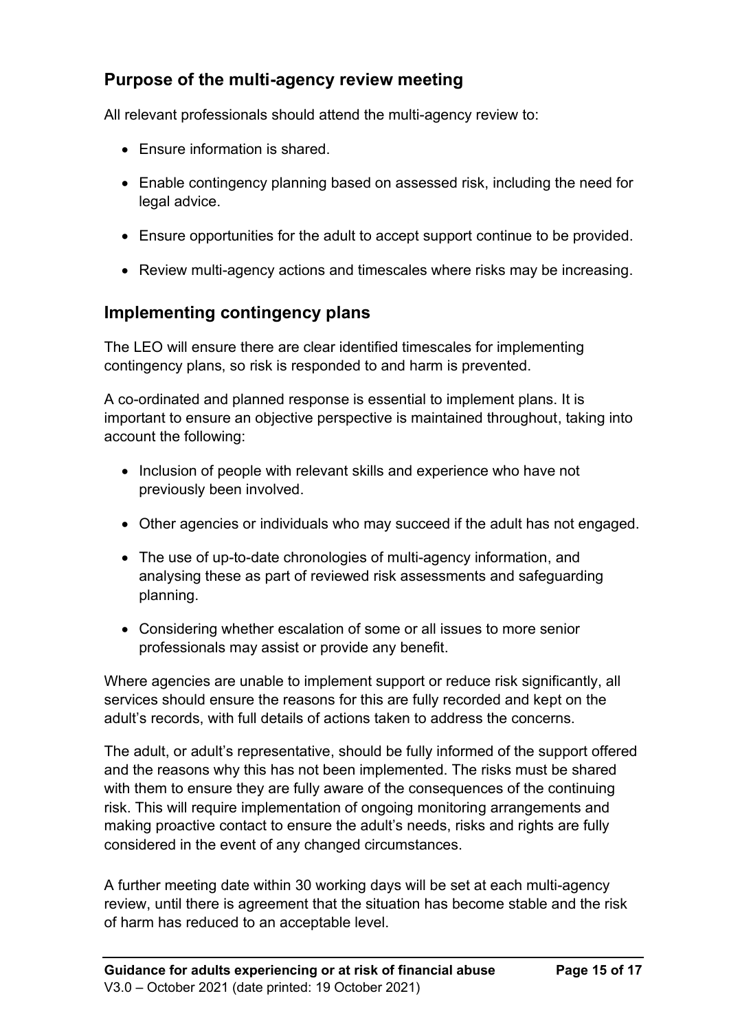## Purpose of the multi-agency review meeting

All relevant professionals should attend the multi-agency review to:

- Ensure information is shared.
- Enable contingency planning based on assessed risk, including the need for legal advice.
- Ensure opportunities for the adult to accept support continue to be provided.
- Review multi-agency actions and timescales where risks may be increasing.

## Implementing contingency plans

The LEO will ensure there are clear identified timescales for implementing contingency plans, so risk is responded to and harm is prevented.

A co-ordinated and planned response is essential to implement plans. It is important to ensure an objective perspective is maintained throughout, taking into account the following:

- Inclusion of people with relevant skills and experience who have not previously been involved.
- Other agencies or individuals who may succeed if the adult has not engaged.
- The use of up-to-date chronologies of multi-agency information, and analysing these as part of reviewed risk assessments and safeguarding planning.
- Considering whether escalation of some or all issues to more senior professionals may assist or provide any benefit.

Where agencies are unable to implement support or reduce risk significantly, all services should ensure the reasons for this are fully recorded and kept on the adult's records, with full details of actions taken to address the concerns.

The adult, or adult's representative, should be fully informed of the support offered and the reasons why this has not been implemented. The risks must be shared with them to ensure they are fully aware of the consequences of the continuing risk. This will require implementation of ongoing monitoring arrangements and making proactive contact to ensure the adult's needs, risks and rights are fully considered in the event of any changed circumstances.

A further meeting date within 30 working days will be set at each multi-agency review, until there is agreement that the situation has become stable and the risk of harm has reduced to an acceptable level.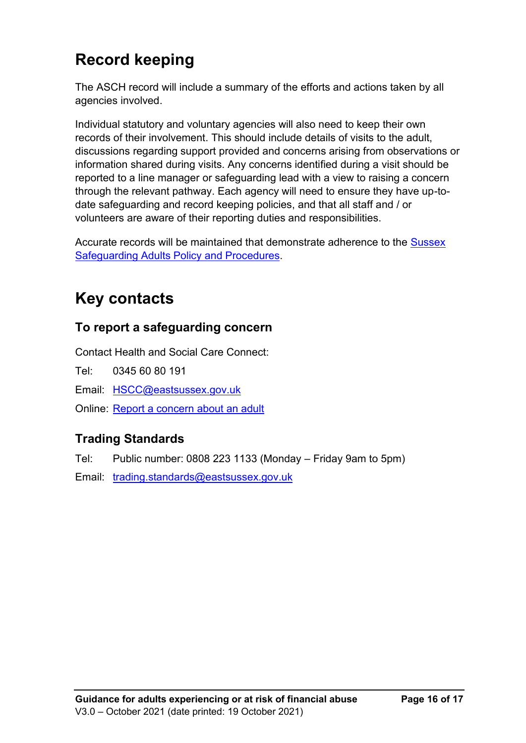## Record keeping

The ASCH record will include a summary of the efforts and actions taken by all agencies involved.

Individual statutory and voluntary agencies will also need to keep their own records of their involvement. This should include details of visits to the adult, discussions regarding support provided and concerns arising from observations or information shared during visits. Any concerns identified during a visit should be reported to a line manager or safeguarding lead with a view to raising a concern through the relevant pathway. Each agency will need to ensure they have up-to-date safeguarding and record keeping policies, and that all staff and / or volunteers are aware of their reporting duties and responsibilities.

Accurate records will be maintained that demonstrate adherence to the Sussex Safeguarding Adults Policy and Procedures.

## Key contacts

### To report a safeguarding concern

Contact Health and Social Care Connect:

Tel: 0345 60 80 191

Email: HSCC@eastsussex.gov.uk

Online: Report a concern about an adult

### Trading Standards

Tel: Public number: 0808 223 1133 (Monday – Friday 9am to 5pm)

Email: trading.standards@eastsussex.gov.uk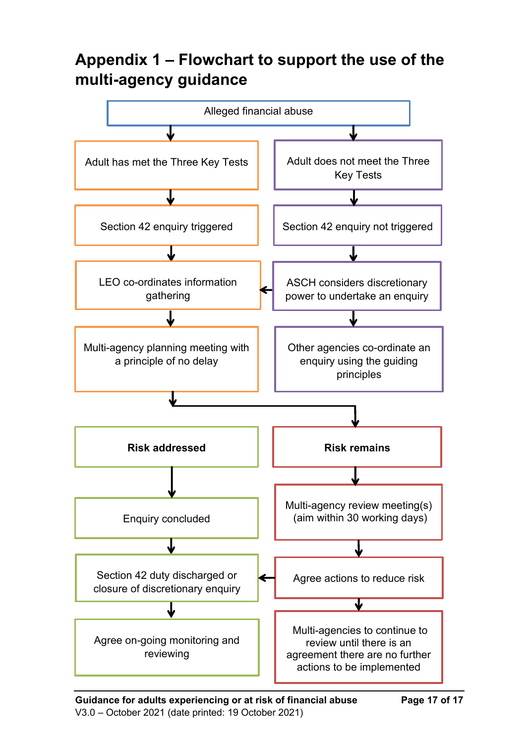## Appendix 1 – Flowchart to support the use of the multi-agency guidance

Alleged financial abuse

Adult has met the Three Key Tests

Section 42 enquiry triggered

LEO co-ordinates information gathering

Multi-agency planning meeting with a principle of no delay

Adult does not meet the Three Key Tests

Section 42 enquiry not triggered

ASCH considers discretionary power to undertake an enquiry

Other agencies co-ordinate an enquiry using the guiding principles

**Risk addressed**

Enquiry concluded

Section 42 duty discharged or closure of discretionary enquiry

Agree on-going monitoring and reviewing

**Risk remains**

Multi-agency review meeting(s) (aim within 30 working days)

Agree actions to reduce risk

Multi-agencies to continue to review until there is an agreement there are no further actions to be implemented